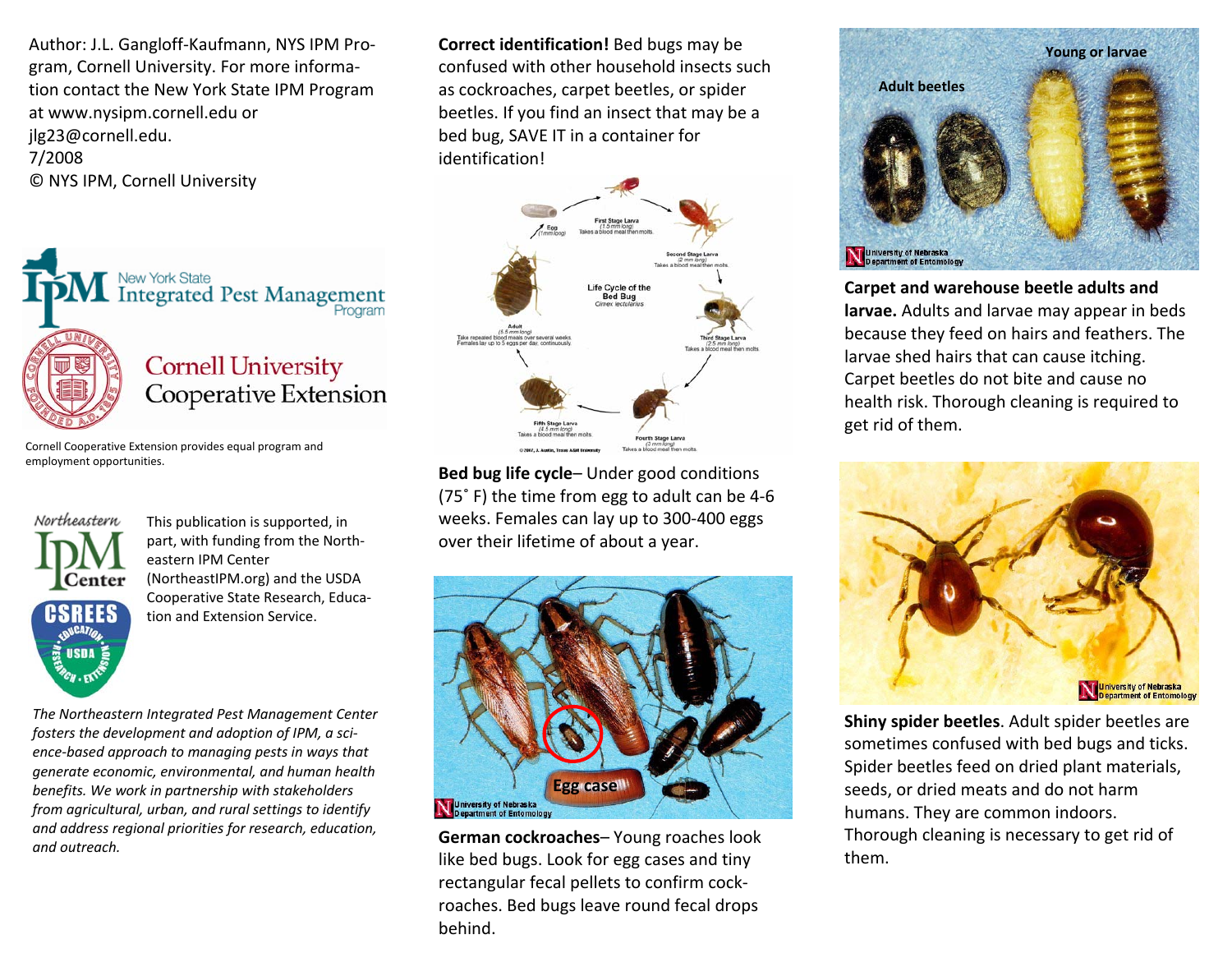Author: J.L. Gangloff-Kaufmann, NYS IPM Program, Cornell University. For more information contact the New York State IPM Program at www.nysipm.cornell.edu or jlg23@cornell.edu.
7/2008
© NYS IPM, Cornell University

New York State Integrated Pest Management Program

Cornell University Cooperative Extension

Cornell Cooperative Extension provides equal program and employment opportunities.

This publication is supported, in part, with funding from the Northeastern IPM Center (NortheastIPM.org) and the USDA Cooperative State Research, Education and Extension Service.

*The Northeastern Integrated Pest Management Center fosters the development and adoption of IPM, a science-based approach to managing pests in ways that generate economic, environmental, and human health benefits. We work in partnership with stakeholders from agricultural, urban, and rural settings to identify and address regional priorities for research, education, and outreach.*

**Correct identification!** Bed bugs may be confused with other household insects such as cockroaches, carpet beetles, or spider beetles. If you find an insect that may be a bed bug, SAVE IT in a container for identification!

**Bed bug life cycle**– Under good conditions (75˚ F) the time from egg to adult can be 4-6 weeks. Females can lay up to 300-400 eggs over their lifetime of about a year.

**German cockroaches**– Young roaches look like bed bugs. Look for egg cases and tiny rectangular fecal pellets to confirm cockroaches. Bed bugs leave round fecal drops behind.

**Carpet and warehouse beetle adults and larvae.** Adults and larvae may appear in beds because they feed on hairs and feathers. The larvae shed hairs that can cause itching. Carpet beetles do not bite and cause no health risk. Thorough cleaning is required to get rid of them.

**Shiny spider beetles**. Adult spider beetles are sometimes confused with bed bugs and ticks. Spider beetles feed on dried plant materials, seeds, or dried meats and do not harm humans. They are common indoors. Thorough cleaning is necessary to get rid of them.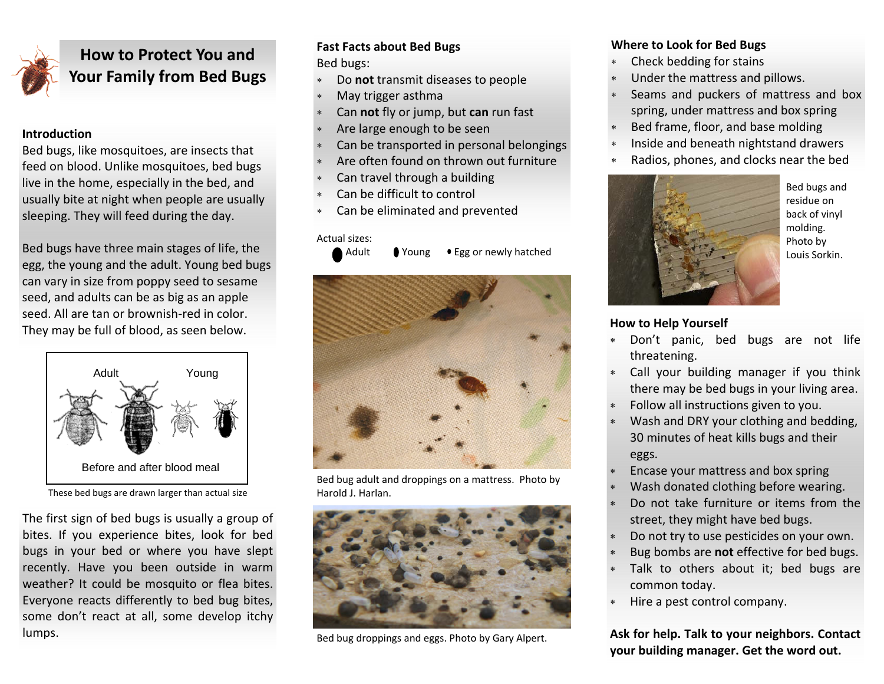# How to Protect You and Your Family from Bed Bugs

## Introduction

Bed bugs, like mosquitoes, are insects that feed on blood. Unlike mosquitoes, bed bugs live in the home, especially in the bed, and usually bite at night when people are usually sleeping. They will feed during the day.

Bed bugs have three main stages of life, the egg, the young and the adult. Young bed bugs can vary in size from poppy seed to sesame seed, and adults can be as big as an apple seed. All are tan or brownish-red in color. They may be full of blood, as seen below.

Adult

Young

Before and after blood meal

These bed bugs are drawn larger than actual size

The first sign of bed bugs is usually a group of bites. If you experience bites, look for bed bugs in your bed or where you have slept recently. Have you been outside in warm weather? It could be mosquito or flea bites. Everyone reacts differently to bed bug bites, some don't react at all, some develop itchy lumps.

## Fast Facts about Bed Bugs

Bed bugs:

- Do **not** transmit diseases to people
- May trigger asthma
- Can **not** fly or jump, but **can** run fast
- Are large enough to be seen
- Can be transported in personal belongings
- Are often found on thrown out furniture
- Can travel through a building
- Can be difficult to control
- Can be eliminated and prevented

Actual sizes:

Adult Young Egg or newly hatched

Bed bug adult and droppings on a mattress. Photo by Harold J. Harlan.

Bed bug droppings and eggs. Photo by Gary Alpert.

## Where to Look for Bed Bugs

- Check bedding for stains
- Under the mattress and pillows.
- Seams and puckers of mattress and box spring, under mattress and box spring
- Bed frame, floor, and base molding
- Inside and beneath nightstand drawers
- Radios, phones, and clocks near the bed

Bed bugs and residue on back of vinyl molding. Photo by Louis Sorkin.

## How to Help Yourself

- Don't panic, bed bugs are not life threatening.
- Call your building manager if you think there may be bed bugs in your living area.
- Follow all instructions given to you.
- Wash and DRY your clothing and bedding, 30 minutes of heat kills bugs and their eggs.
- Encase your mattress and box spring
- Wash donated clothing before wearing.
- Do not take furniture or items from the street, they might have bed bugs.
- Do not try to use pesticides on your own.
- Bug bombs are **not** effective for bed bugs.
- Talk to others about it; bed bugs are common today.
- Hire a pest control company.

**Ask for help. Talk to your neighbors. Contact your building manager. Get the word out.**